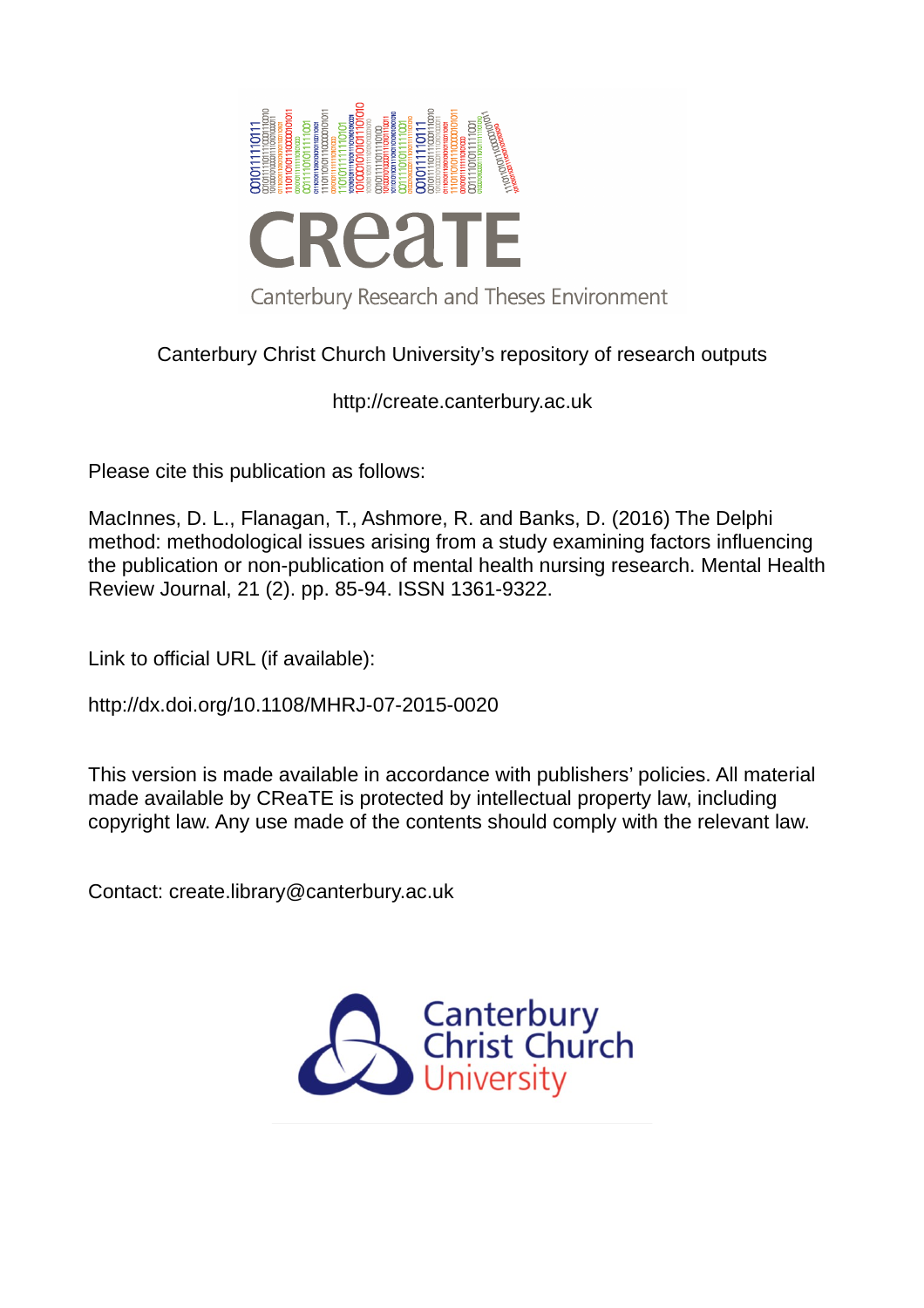Canterbury Christ Church University's repository of research outputs

http://create.canterbury.ac.uk

Please cite this publication as follows:

MacInnes, D. L., Flanagan, T., Ashmore, R. and Banks, D. (2016) The Delphi method: methodological issues arising from a study examining factors influencing the publication or non-publication of mental health nursing research. Mental Health Review Journal, 21 (2). pp. 85-94. ISSN 1361-9322.

Link to official URL (if available):

http://dx.doi.org/10.1108/MHRJ-07-2015-0020

This version is made available in accordance with publishers' policies. All material made available by CReaTE is protected by intellectual property law, including copyright law. Any use made of the contents should comply with the relevant law.

Contact: create.library@canterbury.ac.uk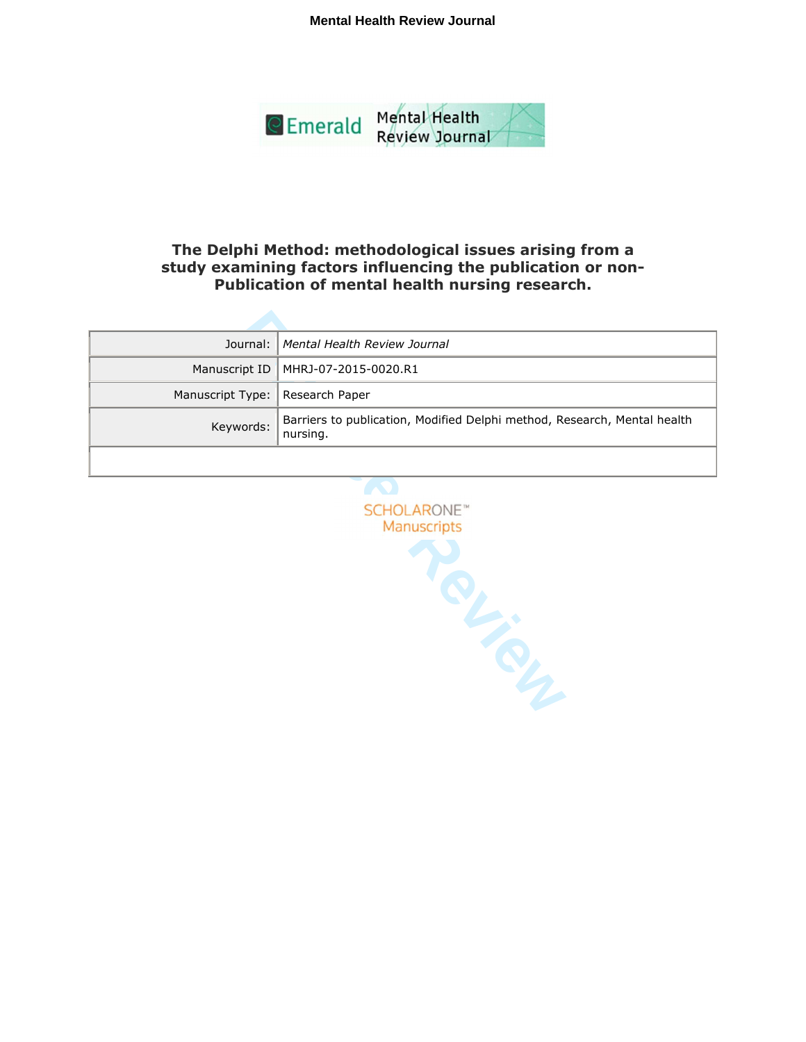# The Delphi Method: methodological issues arising from a study examining factors influencing the publication or non-Publication of mental health nursing research.

| Journal: | *Mental Health Review Journal* |
|---|---|
| Manuscript ID | MHRJ-07-2015-0020.R1 |
| Manuscript Type: | Research Paper |
| Keywords: | Barriers to publication, Modified Delphi method, Research, Mental health nursing. |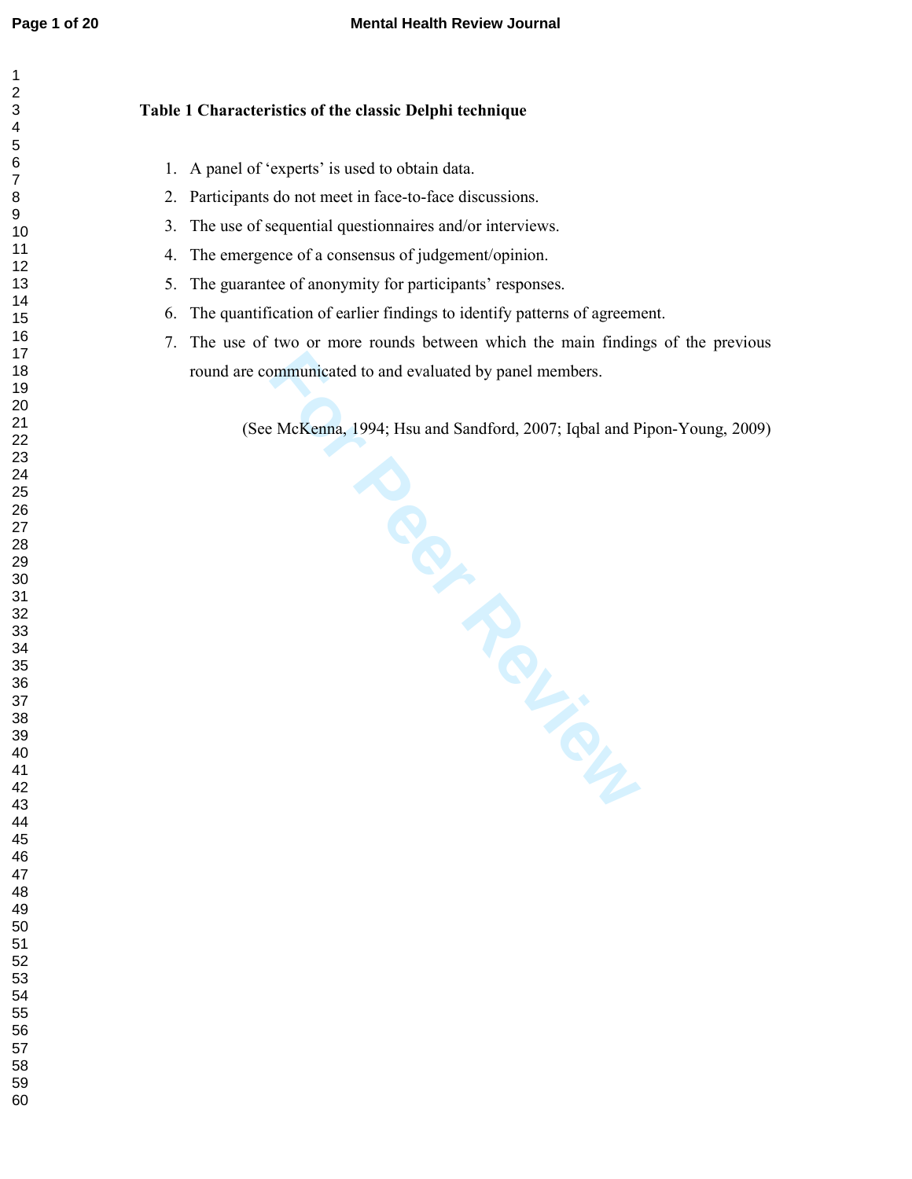**Table 1 Characteristics of the classic Delphi technique**

1. A panel of 'experts' is used to obtain data.
2. Participants do not meet in face-to-face discussions.
3. The use of sequential questionnaires and/or interviews.
4. The emergence of a consensus of judgement/opinion.
5. The guarantee of anonymity for participants' responses.
6. The quantification of earlier findings to identify patterns of agreement.
7. The use of two or more rounds between which the main findings of the previous round are communicated to and evaluated by panel members.

(See McKenna, 1994; Hsu and Sandford, 2007; Iqbal and Pipon-Young, 2009)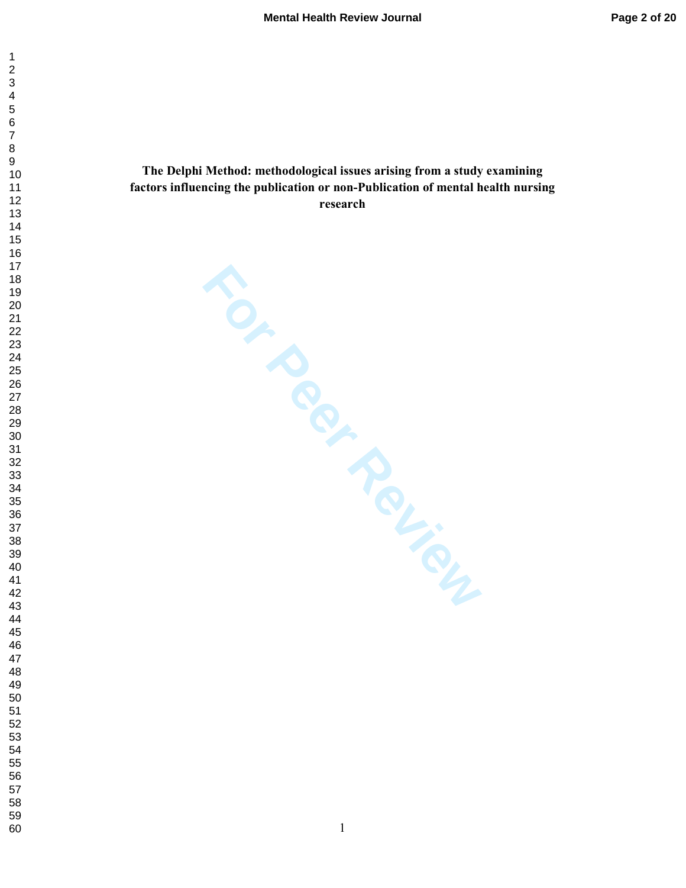# The Delphi Method: methodological issues arising from a study examining factors influencing the publication or non-Publication of mental health nursing research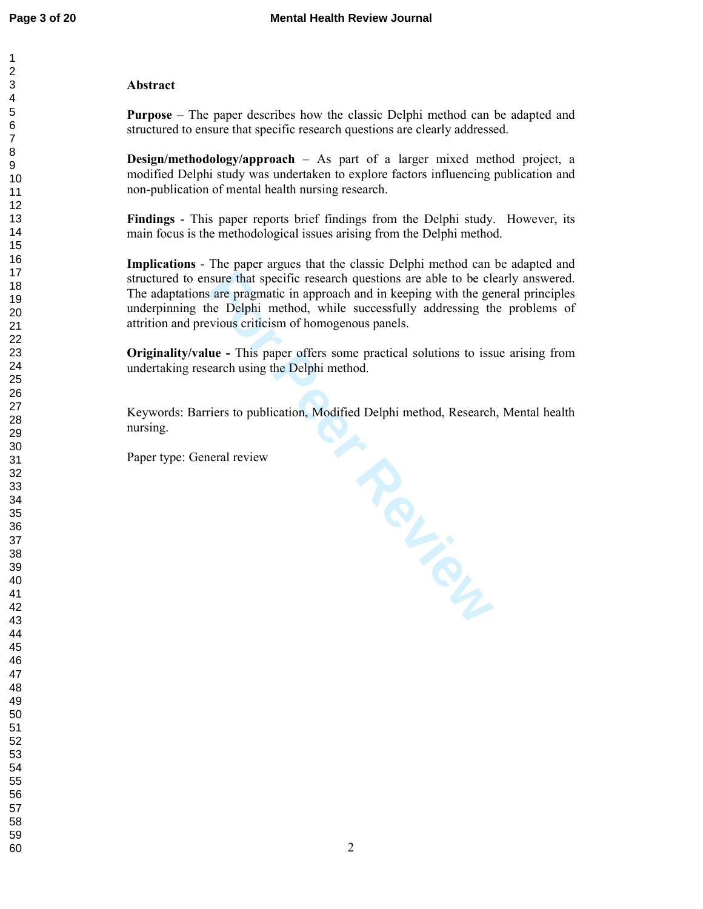## Abstract

**Purpose** – The paper describes how the classic Delphi method can be adapted and structured to ensure that specific research questions are clearly addressed.

**Design/methodology/approach** – As part of a larger mixed method project, a modified Delphi study was undertaken to explore factors influencing publication and non-publication of mental health nursing research.

**Findings** - This paper reports brief findings from the Delphi study. However, its main focus is the methodological issues arising from the Delphi method.

**Implications** - The paper argues that the classic Delphi method can be adapted and structured to ensure that specific research questions are able to be clearly answered. The adaptations are pragmatic in approach and in keeping with the general principles underpinning the Delphi method, while successfully addressing the problems of attrition and previous criticism of homogenous panels.

**Originality/value -** This paper offers some practical solutions to issue arising from undertaking research using the Delphi method.

Keywords: Barriers to publication, Modified Delphi method, Research, Mental health nursing.

Paper type: General review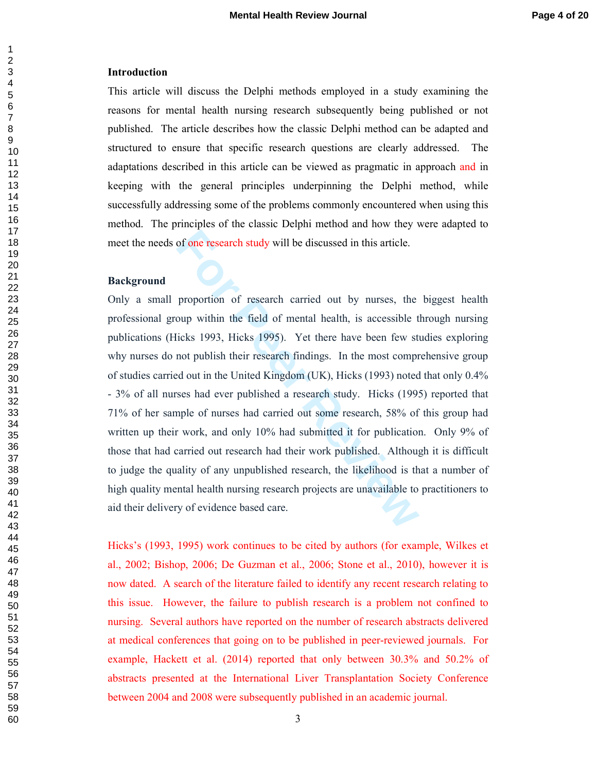## Introduction

This article will discuss the Delphi methods employed in a study examining the reasons for mental health nursing research subsequently being published or not published. The article describes how the classic Delphi method can be adapted and structured to ensure that specific research questions are clearly addressed. The adaptations described in this article can be viewed as pragmatic in approach and in keeping with the general principles underpinning the Delphi method, while successfully addressing some of the problems commonly encountered when using this method. The principles of the classic Delphi method and how they were adapted to meet the needs of one research study will be discussed in this article.

## Background

Only a small proportion of research carried out by nurses, the biggest health professional group within the field of mental health, is accessible through nursing publications (Hicks 1993, Hicks 1995). Yet there have been few studies exploring why nurses do not publish their research findings. In the most comprehensive group of studies carried out in the United Kingdom (UK), Hicks (1993) noted that only 0.4% - 3% of all nurses had ever published a research study. Hicks (1995) reported that 71% of her sample of nurses had carried out some research, 58% of this group had written up their work, and only 10% had submitted it for publication. Only 9% of those that had carried out research had their work published. Although it is difficult to judge the quality of any unpublished research, the likelihood is that a number of high quality mental health nursing research projects are unavailable to practitioners to aid their delivery of evidence based care.

Hicks's (1993, 1995) work continues to be cited by authors (for example, Wilkes et al., 2002; Bishop, 2006; De Guzman et al., 2006; Stone et al., 2010), however it is now dated. A search of the literature failed to identify any recent research relating to this issue. However, the failure to publish research is a problem not confined to nursing. Several authors have reported on the number of research abstracts delivered at medical conferences that going on to be published in peer-reviewed journals. For example, Hackett et al. (2014) reported that only between 30.3% and 50.2% of abstracts presented at the International Liver Transplantation Society Conference between 2004 and 2008 were subsequently published in an academic journal.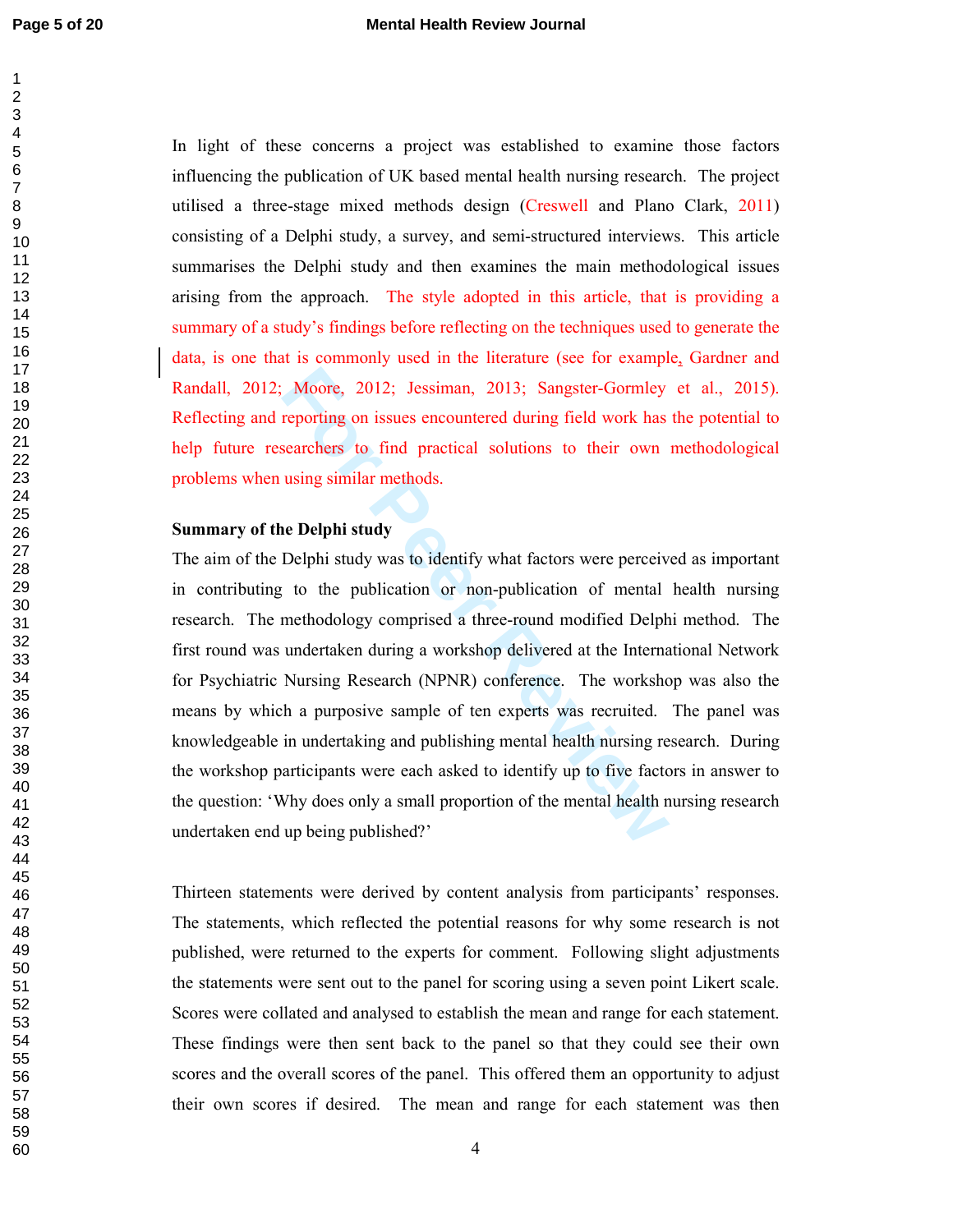In light of these concerns a project was established to examine those factors influencing the publication of UK based mental health nursing research. The project utilised a three-stage mixed methods design (Creswell and Plano Clark, 2011) consisting of a Delphi study, a survey, and semi-structured interviews. This article summarises the Delphi study and then examines the main methodological issues arising from the approach. The style adopted in this article, that is providing a summary of a study's findings before reflecting on the techniques used to generate the data, is one that is commonly used in the literature (see for example, Gardner and Randall, 2012; Moore, 2012; Jessiman, 2013; Sangster-Gormley et al., 2015). Reflecting and reporting on issues encountered during field work has the potential to help future researchers to find practical solutions to their own methodological problems when using similar methods.

**Summary of the Delphi study**

The aim of the Delphi study was to identify what factors were perceived as important in contributing to the publication or non-publication of mental health nursing research. The methodology comprised a three-round modified Delphi method. The first round was undertaken during a workshop delivered at the International Network for Psychiatric Nursing Research (NPNR) conference. The workshop was also the means by which a purposive sample of ten experts was recruited. The panel was knowledgeable in undertaking and publishing mental health nursing research. During the workshop participants were each asked to identify up to five factors in answer to the question: 'Why does only a small proportion of the mental health nursing research undertaken end up being published?'

Thirteen statements were derived by content analysis from participants' responses. The statements, which reflected the potential reasons for why some research is not published, were returned to the experts for comment. Following slight adjustments the statements were sent out to the panel for scoring using a seven point Likert scale. Scores were collated and analysed to establish the mean and range for each statement. These findings were then sent back to the panel so that they could see their own scores and the overall scores of the panel. This offered them an opportunity to adjust their own scores if desired. The mean and range for each statement was then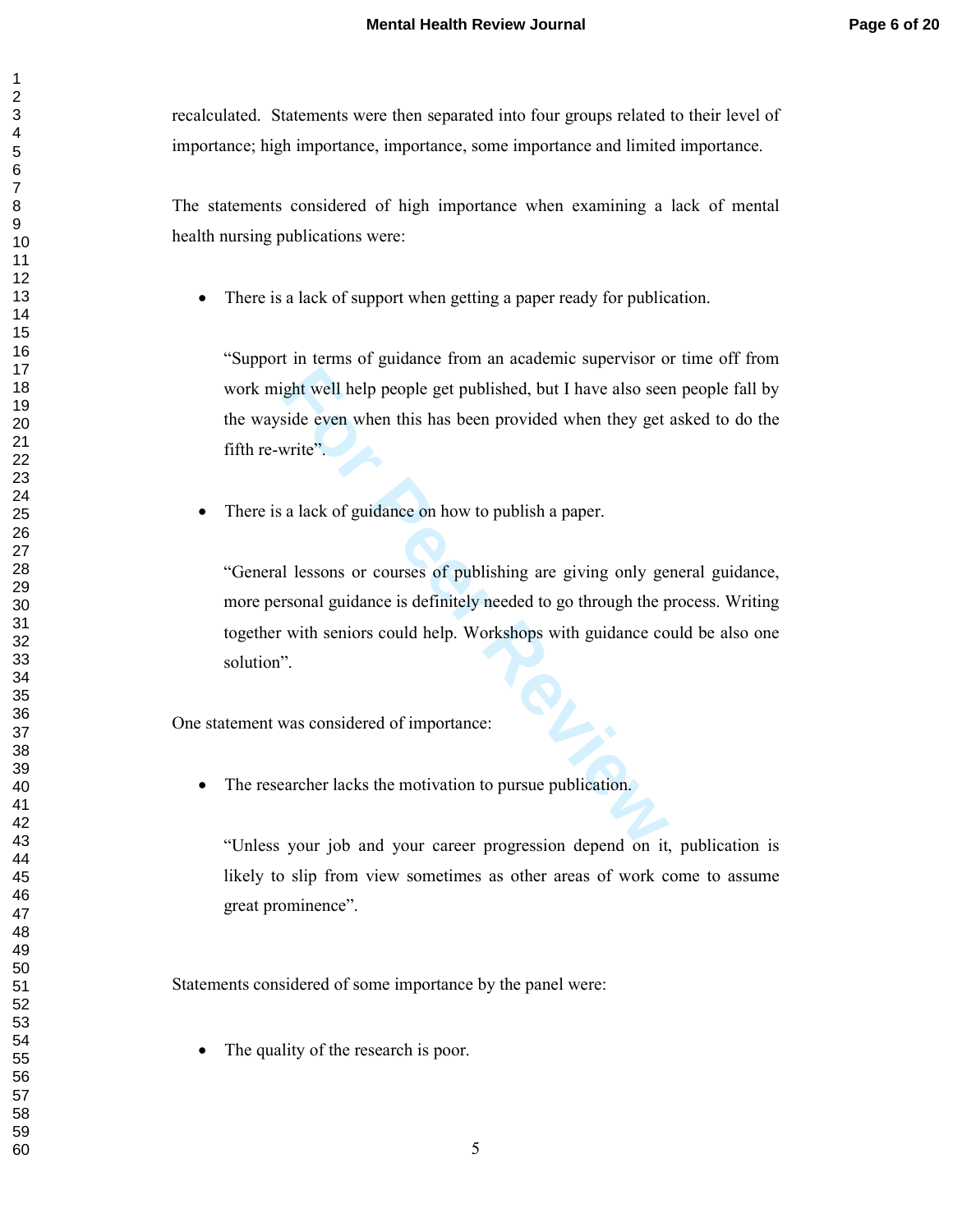recalculated. Statements were then separated into four groups related to their level of importance; high importance, importance, some importance and limited importance.

The statements considered of high importance when examining a lack of mental health nursing publications were:

- There is a lack of support when getting a paper ready for publication.

  "Support in terms of guidance from an academic supervisor or time off from work might well help people get published, but I have also seen people fall by the wayside even when this has been provided when they get asked to do the fifth re-write".

- There is a lack of guidance on how to publish a paper.

  "General lessons or courses of publishing are giving only general guidance, more personal guidance is definitely needed to go through the process. Writing together with seniors could help. Workshops with guidance could be also one solution".

One statement was considered of importance:

- The researcher lacks the motivation to pursue publication.

  "Unless your job and your career progression depend on it, publication is likely to slip from view sometimes as other areas of work come to assume great prominence".

Statements considered of some importance by the panel were:

- The quality of the research is poor.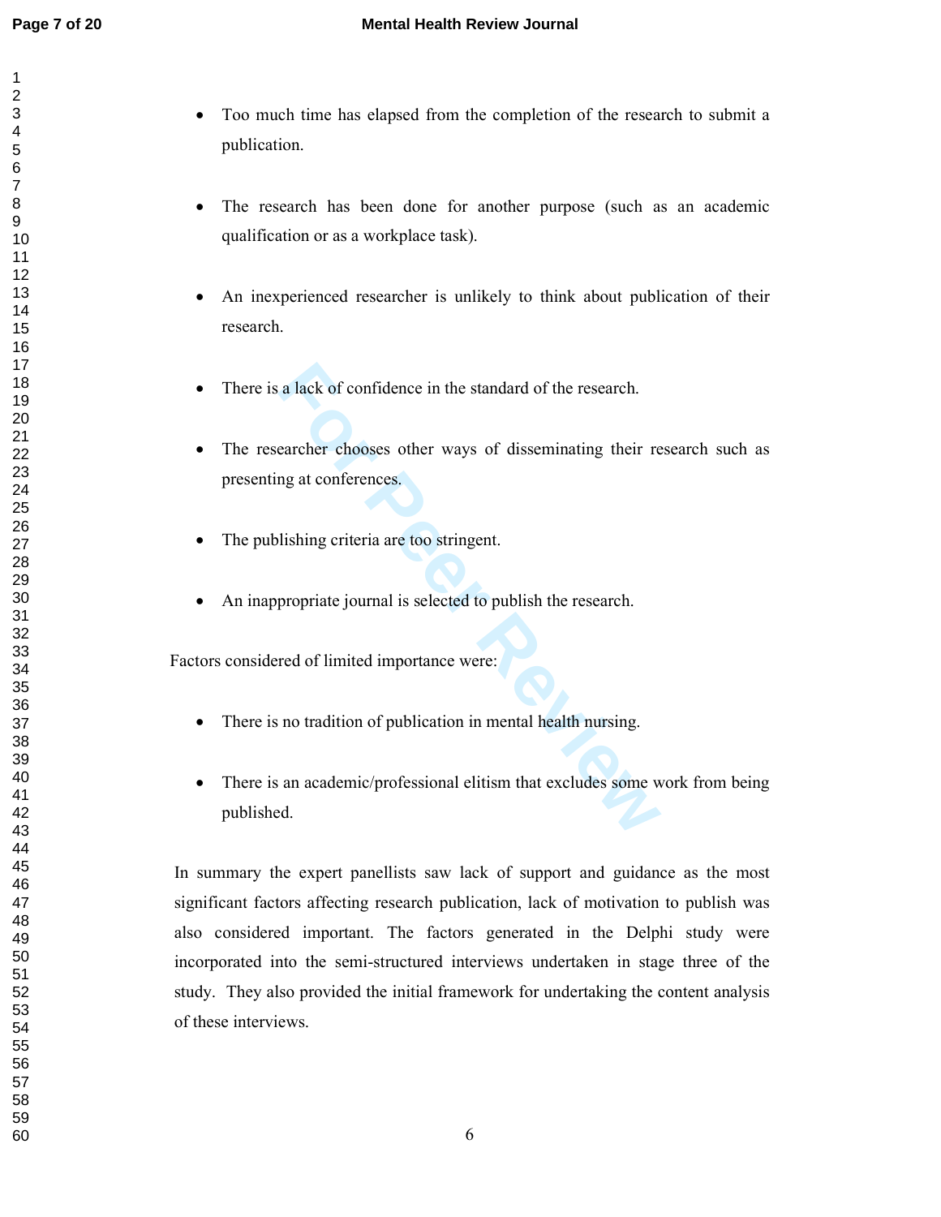- Too much time has elapsed from the completion of the research to submit a publication.

- The research has been done for another purpose (such as an academic qualification or as a workplace task).

- An inexperienced researcher is unlikely to think about publication of their research.

- There is a lack of confidence in the standard of the research.

- The researcher chooses other ways of disseminating their research such as presenting at conferences.

- The publishing criteria are too stringent.

- An inappropriate journal is selected to publish the research.

Factors considered of limited importance were:

- There is no tradition of publication in mental health nursing.

- There is an academic/professional elitism that excludes some work from being published.

In summary the expert panellists saw lack of support and guidance as the most significant factors affecting research publication, lack of motivation to publish was also considered important. The factors generated in the Delphi study were incorporated into the semi-structured interviews undertaken in stage three of the study. They also provided the initial framework for undertaking the content analysis of these interviews.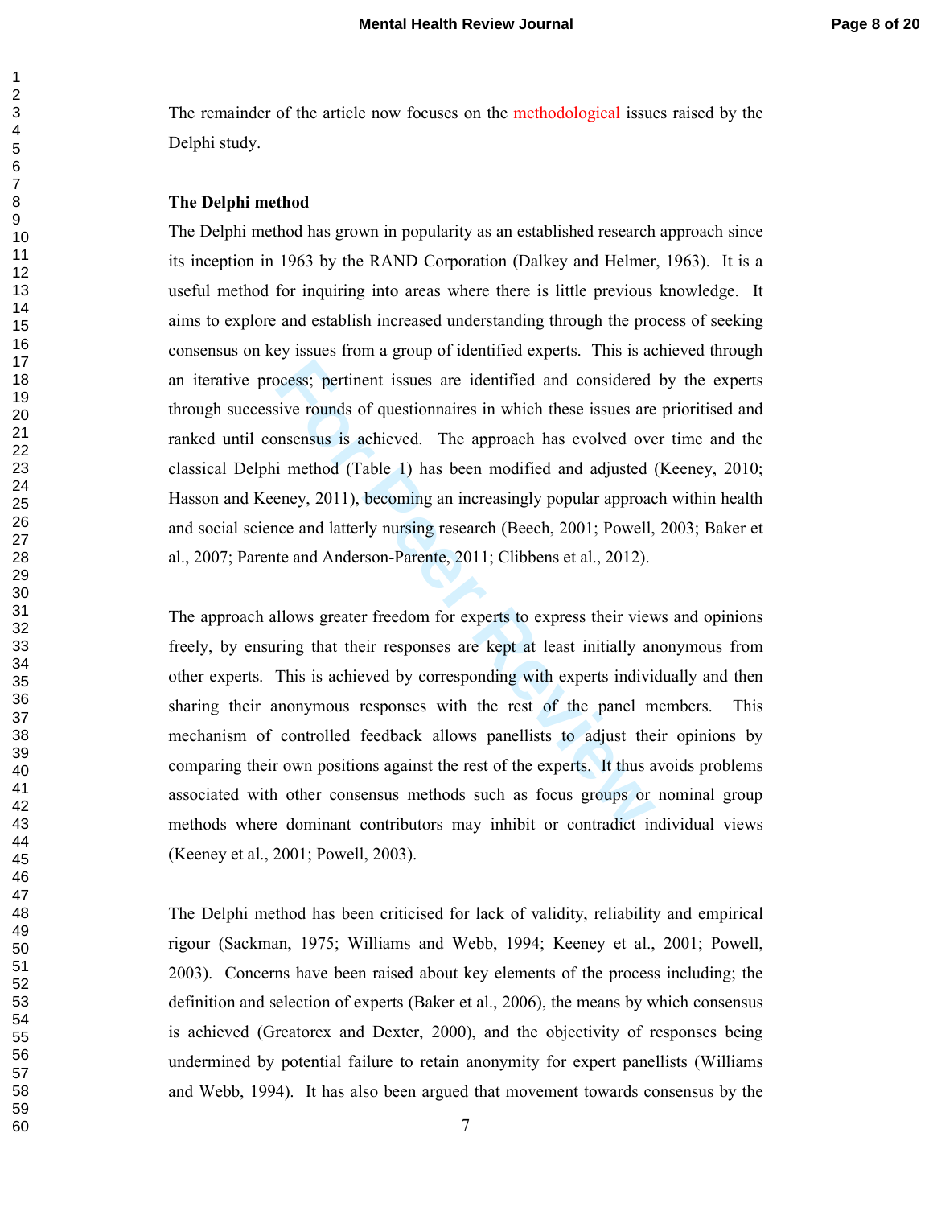The remainder of the article now focuses on the methodological issues raised by the Delphi study.

**The Delphi method**

The Delphi method has grown in popularity as an established research approach since its inception in 1963 by the RAND Corporation (Dalkey and Helmer, 1963). It is a useful method for inquiring into areas where there is little previous knowledge. It aims to explore and establish increased understanding through the process of seeking consensus on key issues from a group of identified experts. This is achieved through an iterative process; pertinent issues are identified and considered by the experts through successive rounds of questionnaires in which these issues are prioritised and ranked until consensus is achieved. The approach has evolved over time and the classical Delphi method (Table 1) has been modified and adjusted (Keeney, 2010; Hasson and Keeney, 2011), becoming an increasingly popular approach within health and social science and latterly nursing research (Beech, 2001; Powell, 2003; Baker et al., 2007; Parente and Anderson-Parente, 2011; Clibbens et al., 2012).

The approach allows greater freedom for experts to express their views and opinions freely, by ensuring that their responses are kept at least initially anonymous from other experts. This is achieved by corresponding with experts individually and then sharing their anonymous responses with the rest of the panel members. This mechanism of controlled feedback allows panellists to adjust their opinions by comparing their own positions against the rest of the experts. It thus avoids problems associated with other consensus methods such as focus groups or nominal group methods where dominant contributors may inhibit or contradict individual views (Keeney et al., 2001; Powell, 2003).

The Delphi method has been criticised for lack of validity, reliability and empirical rigour (Sackman, 1975; Williams and Webb, 1994; Keeney et al., 2001; Powell, 2003). Concerns have been raised about key elements of the process including; the definition and selection of experts (Baker et al., 2006), the means by which consensus is achieved (Greatorex and Dexter, 2000), and the objectivity of responses being undermined by potential failure to retain anonymity for expert panellists (Williams and Webb, 1994). It has also been argued that movement towards consensus by the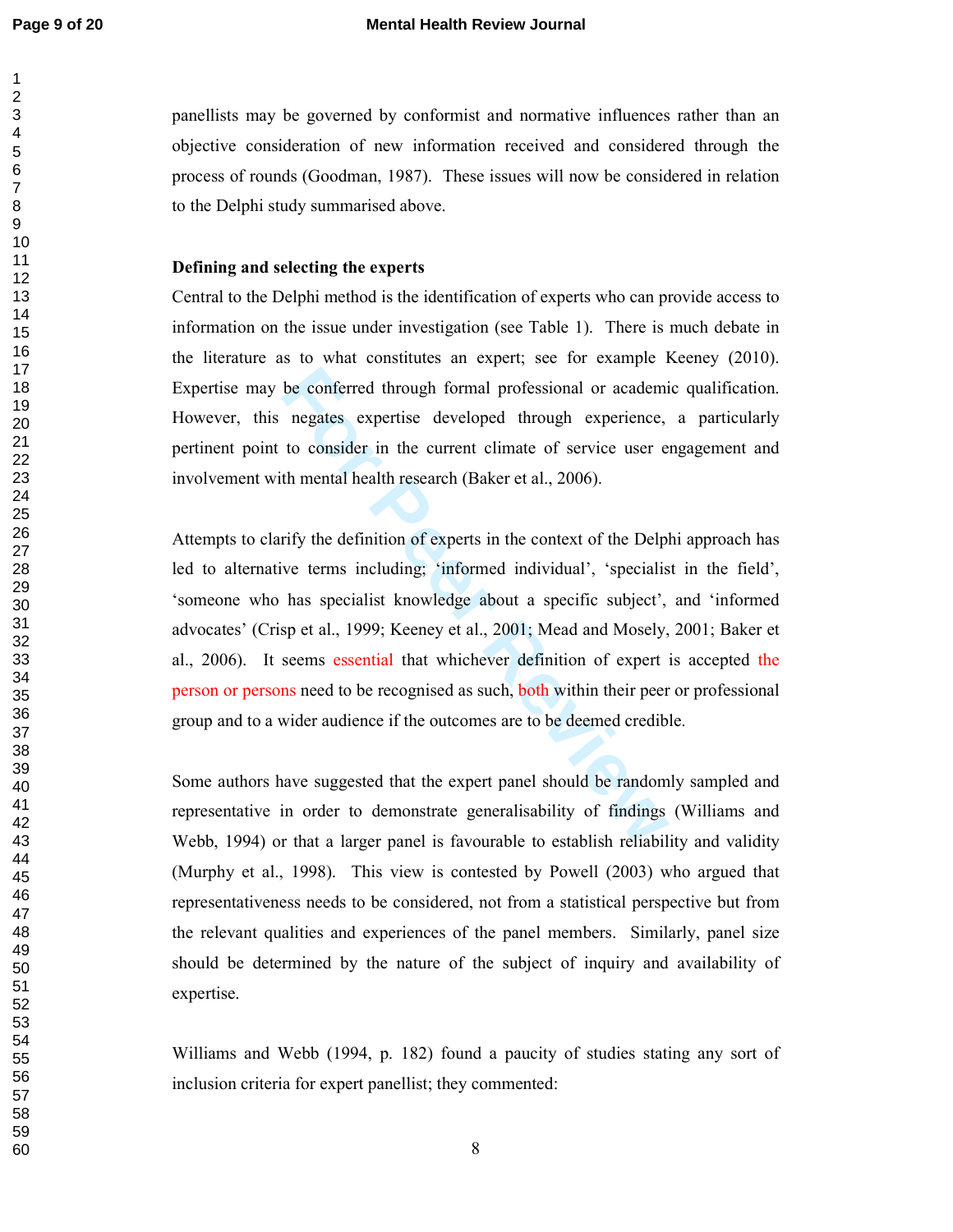panellists may be governed by conformist and normative influences rather than an objective consideration of new information received and considered through the process of rounds (Goodman, 1987). These issues will now be considered in relation to the Delphi study summarised above.

**Defining and selecting the experts**

Central to the Delphi method is the identification of experts who can provide access to information on the issue under investigation (see Table 1). There is much debate in the literature as to what constitutes an expert; see for example Keeney (2010). Expertise may be conferred through formal professional or academic qualification. However, this negates expertise developed through experience, a particularly pertinent point to consider in the current climate of service user engagement and involvement with mental health research (Baker et al., 2006).

Attempts to clarify the definition of experts in the context of the Delphi approach has led to alternative terms including; 'informed individual', 'specialist in the field', 'someone who has specialist knowledge about a specific subject', and 'informed advocates' (Crisp et al., 1999; Keeney et al., 2001; Mead and Mosely, 2001; Baker et al., 2006). It seems essential that whichever definition of expert is accepted the person or persons need to be recognised as such, both within their peer or professional group and to a wider audience if the outcomes are to be deemed credible.

Some authors have suggested that the expert panel should be randomly sampled and representative in order to demonstrate generalisability of findings (Williams and Webb, 1994) or that a larger panel is favourable to establish reliability and validity (Murphy et al., 1998). This view is contested by Powell (2003) who argued that representativeness needs to be considered, not from a statistical perspective but from the relevant qualities and experiences of the panel members. Similarly, panel size should be determined by the nature of the subject of inquiry and availability of expertise.

Williams and Webb (1994, p. 182) found a paucity of studies stating any sort of inclusion criteria for expert panellist; they commented: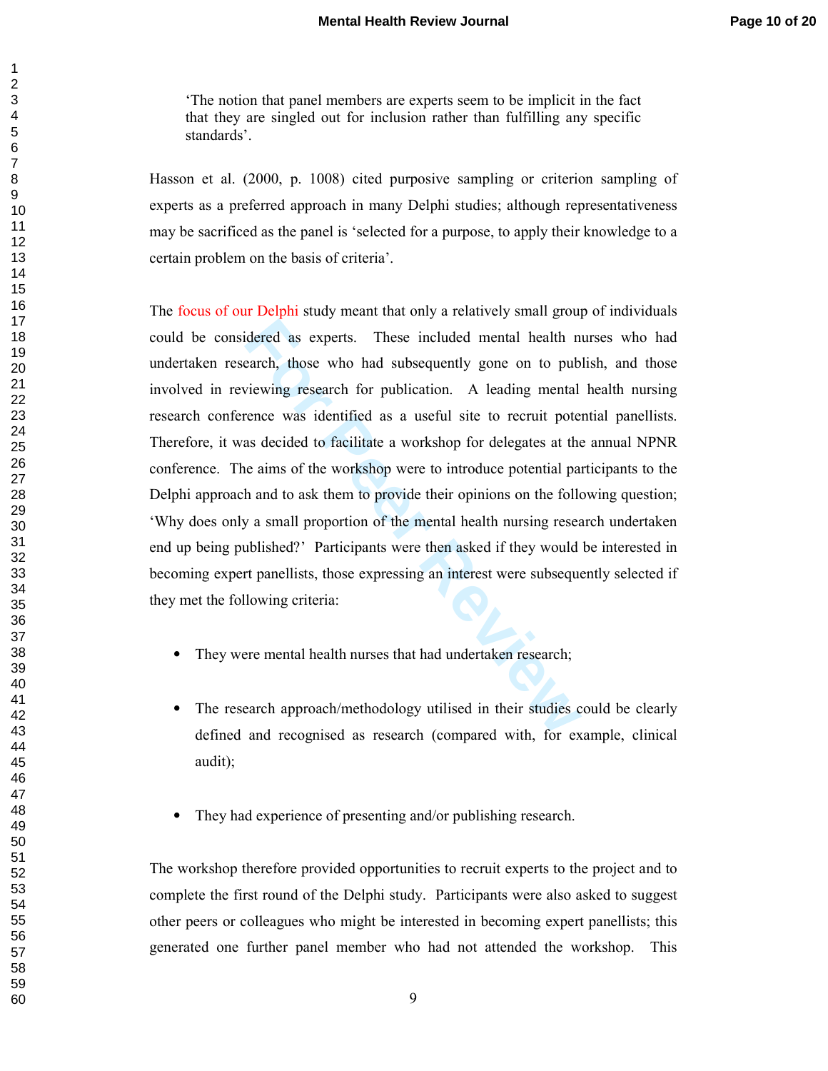> 'The notion that panel members are experts seem to be implicit in the fact that they are singled out for inclusion rather than fulfilling any specific standards'.

Hasson et al. (2000, p. 1008) cited purposive sampling or criterion sampling of experts as a preferred approach in many Delphi studies; although representativeness may be sacrificed as the panel is 'selected for a purpose, to apply their knowledge to a certain problem on the basis of criteria'.

The focus of our Delphi study meant that only a relatively small group of individuals could be considered as experts. These included mental health nurses who had undertaken research, those who had subsequently gone on to publish, and those involved in reviewing research for publication. A leading mental health nursing research conference was identified as a useful site to recruit potential panellists. Therefore, it was decided to facilitate a workshop for delegates at the annual NPNR conference. The aims of the workshop were to introduce potential participants to the Delphi approach and to ask them to provide their opinions on the following question; 'Why does only a small proportion of the mental health nursing research undertaken end up being published?' Participants were then asked if they would be interested in becoming expert panellists, those expressing an interest were subsequently selected if they met the following criteria:

- They were mental health nurses that had undertaken research;
- The research approach/methodology utilised in their studies could be clearly defined and recognised as research (compared with, for example, clinical audit);
- They had experience of presenting and/or publishing research.

The workshop therefore provided opportunities to recruit experts to the project and to complete the first round of the Delphi study. Participants were also asked to suggest other peers or colleagues who might be interested in becoming expert panellists; this generated one further panel member who had not attended the workshop. This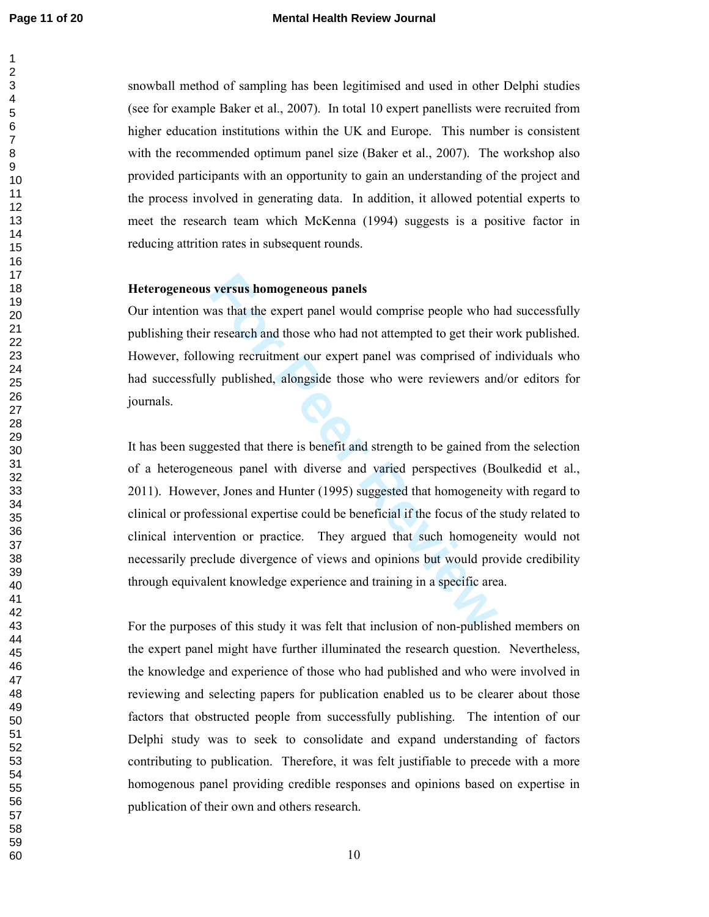snowball method of sampling has been legitimised and used in other Delphi studies (see for example Baker et al., 2007). In total 10 expert panellists were recruited from higher education institutions within the UK and Europe. This number is consistent with the recommended optimum panel size (Baker et al., 2007). The workshop also provided participants with an opportunity to gain an understanding of the project and the process involved in generating data. In addition, it allowed potential experts to meet the research team which McKenna (1994) suggests is a positive factor in reducing attrition rates in subsequent rounds.

**Heterogeneous versus homogeneous panels**

Our intention was that the expert panel would comprise people who had successfully publishing their research and those who had not attempted to get their work published. However, following recruitment our expert panel was comprised of individuals who had successfully published, alongside those who were reviewers and/or editors for journals.

It has been suggested that there is benefit and strength to be gained from the selection of a heterogeneous panel with diverse and varied perspectives (Boulkedid et al., 2011). However, Jones and Hunter (1995) suggested that homogeneity with regard to clinical or professional expertise could be beneficial if the focus of the study related to clinical intervention or practice. They argued that such homogeneity would not necessarily preclude divergence of views and opinions but would provide credibility through equivalent knowledge experience and training in a specific area.

For the purposes of this study it was felt that inclusion of non-published members on the expert panel might have further illuminated the research question. Nevertheless, the knowledge and experience of those who had published and who were involved in reviewing and selecting papers for publication enabled us to be clearer about those factors that obstructed people from successfully publishing. The intention of our Delphi study was to seek to consolidate and expand understanding of factors contributing to publication. Therefore, it was felt justifiable to precede with a more homogenous panel providing credible responses and opinions based on expertise in publication of their own and others research.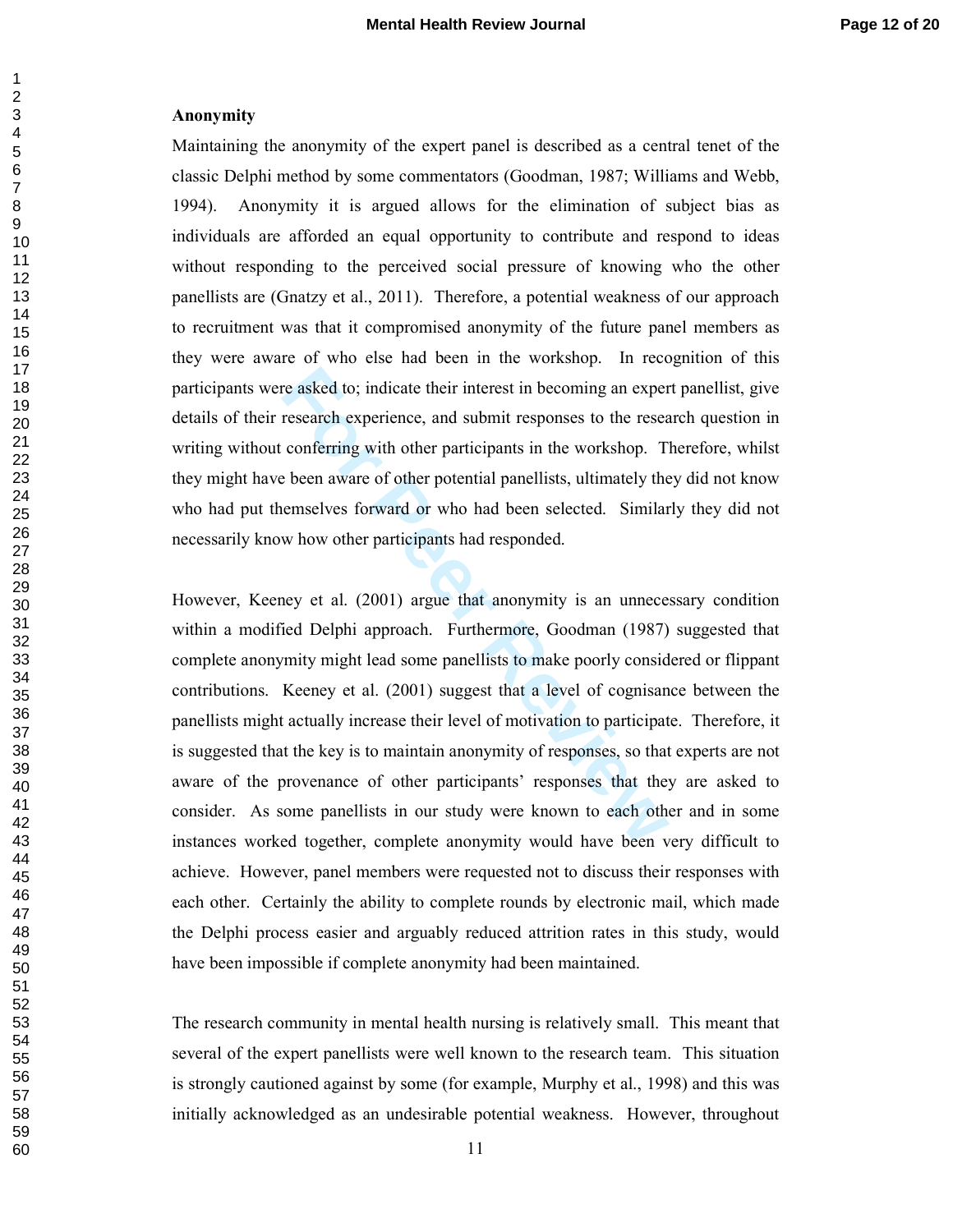### Anonymity

Maintaining the anonymity of the expert panel is described as a central tenet of the classic Delphi method by some commentators (Goodman, 1987; Williams and Webb, 1994). Anonymity it is argued allows for the elimination of subject bias as individuals are afforded an equal opportunity to contribute and respond to ideas without responding to the perceived social pressure of knowing who the other panellists are (Gnatzy et al., 2011). Therefore, a potential weakness of our approach to recruitment was that it compromised anonymity of the future panel members as they were aware of who else had been in the workshop. In recognition of this participants were asked to; indicate their interest in becoming an expert panellist, give details of their research experience, and submit responses to the research question in writing without conferring with other participants in the workshop. Therefore, whilst they might have been aware of other potential panellists, ultimately they did not know who had put themselves forward or who had been selected. Similarly they did not necessarily know how other participants had responded.

However, Keeney et al. (2001) argue that anonymity is an unnecessary condition within a modified Delphi approach. Furthermore, Goodman (1987) suggested that complete anonymity might lead some panellists to make poorly considered or flippant contributions. Keeney et al. (2001) suggest that a level of cognisance between the panellists might actually increase their level of motivation to participate. Therefore, it is suggested that the key is to maintain anonymity of responses, so that experts are not aware of the provenance of other participants' responses that they are asked to consider. As some panellists in our study were known to each other and in some instances worked together, complete anonymity would have been very difficult to achieve. However, panel members were requested not to discuss their responses with each other. Certainly the ability to complete rounds by electronic mail, which made the Delphi process easier and arguably reduced attrition rates in this study, would have been impossible if complete anonymity had been maintained.

The research community in mental health nursing is relatively small. This meant that several of the expert panellists were well known to the research team. This situation is strongly cautioned against by some (for example, Murphy et al., 1998) and this was initially acknowledged as an undesirable potential weakness. However, throughout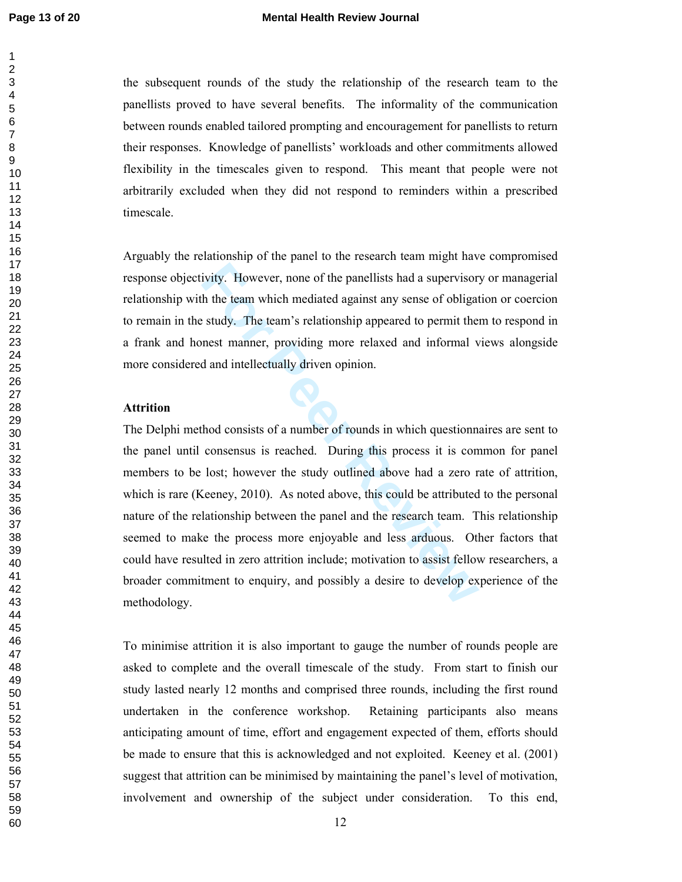the subsequent rounds of the study the relationship of the research team to the panellists proved to have several benefits. The informality of the communication between rounds enabled tailored prompting and encouragement for panellists to return their responses. Knowledge of panellists' workloads and other commitments allowed flexibility in the timescales given to respond. This meant that people were not arbitrarily excluded when they did not respond to reminders within a prescribed timescale.

Arguably the relationship of the panel to the research team might have compromised response objectivity. However, none of the panellists had a supervisory or managerial relationship with the team which mediated against any sense of obligation or coercion to remain in the study. The team's relationship appeared to permit them to respond in a frank and honest manner, providing more relaxed and informal views alongside more considered and intellectually driven opinion.

**Attrition**

The Delphi method consists of a number of rounds in which questionnaires are sent to the panel until consensus is reached. During this process it is common for panel members to be lost; however the study outlined above had a zero rate of attrition, which is rare (Keeney, 2010). As noted above, this could be attributed to the personal nature of the relationship between the panel and the research team. This relationship seemed to make the process more enjoyable and less arduous. Other factors that could have resulted in zero attrition include; motivation to assist fellow researchers, a broader commitment to enquiry, and possibly a desire to develop experience of the methodology.

To minimise attrition it is also important to gauge the number of rounds people are asked to complete and the overall timescale of the study. From start to finish our study lasted nearly 12 months and comprised three rounds, including the first round undertaken in the conference workshop. Retaining participants also means anticipating amount of time, effort and engagement expected of them, efforts should be made to ensure that this is acknowledged and not exploited. Keeney et al. (2001) suggest that attrition can be minimised by maintaining the panel's level of motivation, involvement and ownership of the subject under consideration. To this end,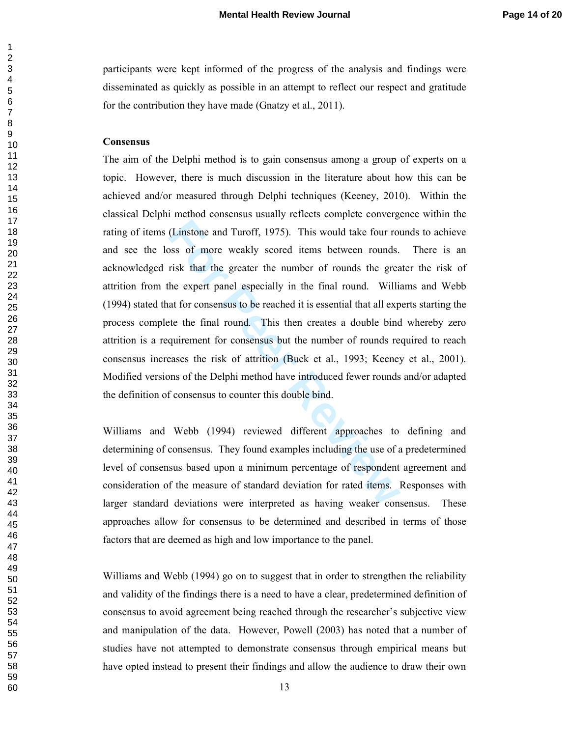participants were kept informed of the progress of the analysis and findings were disseminated as quickly as possible in an attempt to reflect our respect and gratitude for the contribution they have made (Gnatzy et al., 2011).

**Consensus**

The aim of the Delphi method is to gain consensus among a group of experts on a topic. However, there is much discussion in the literature about how this can be achieved and/or measured through Delphi techniques (Keeney, 2010). Within the classical Delphi method consensus usually reflects complete convergence within the rating of items (Linstone and Turoff, 1975). This would take four rounds to achieve and see the loss of more weakly scored items between rounds. There is an acknowledged risk that the greater the number of rounds the greater the risk of attrition from the expert panel especially in the final round. Williams and Webb (1994) stated that for consensus to be reached it is essential that all experts starting the process complete the final round. This then creates a double bind whereby zero attrition is a requirement for consensus but the number of rounds required to reach consensus increases the risk of attrition (Buck et al., 1993; Keeney et al., 2001). Modified versions of the Delphi method have introduced fewer rounds and/or adapted the definition of consensus to counter this double bind.

Williams and Webb (1994) reviewed different approaches to defining and determining of consensus. They found examples including the use of a predetermined level of consensus based upon a minimum percentage of respondent agreement and consideration of the measure of standard deviation for rated items. Responses with larger standard deviations were interpreted as having weaker consensus. These approaches allow for consensus to be determined and described in terms of those factors that are deemed as high and low importance to the panel.

Williams and Webb (1994) go on to suggest that in order to strengthen the reliability and validity of the findings there is a need to have a clear, predetermined definition of consensus to avoid agreement being reached through the researcher's subjective view and manipulation of the data. However, Powell (2003) has noted that a number of studies have not attempted to demonstrate consensus through empirical means but have opted instead to present their findings and allow the audience to draw their own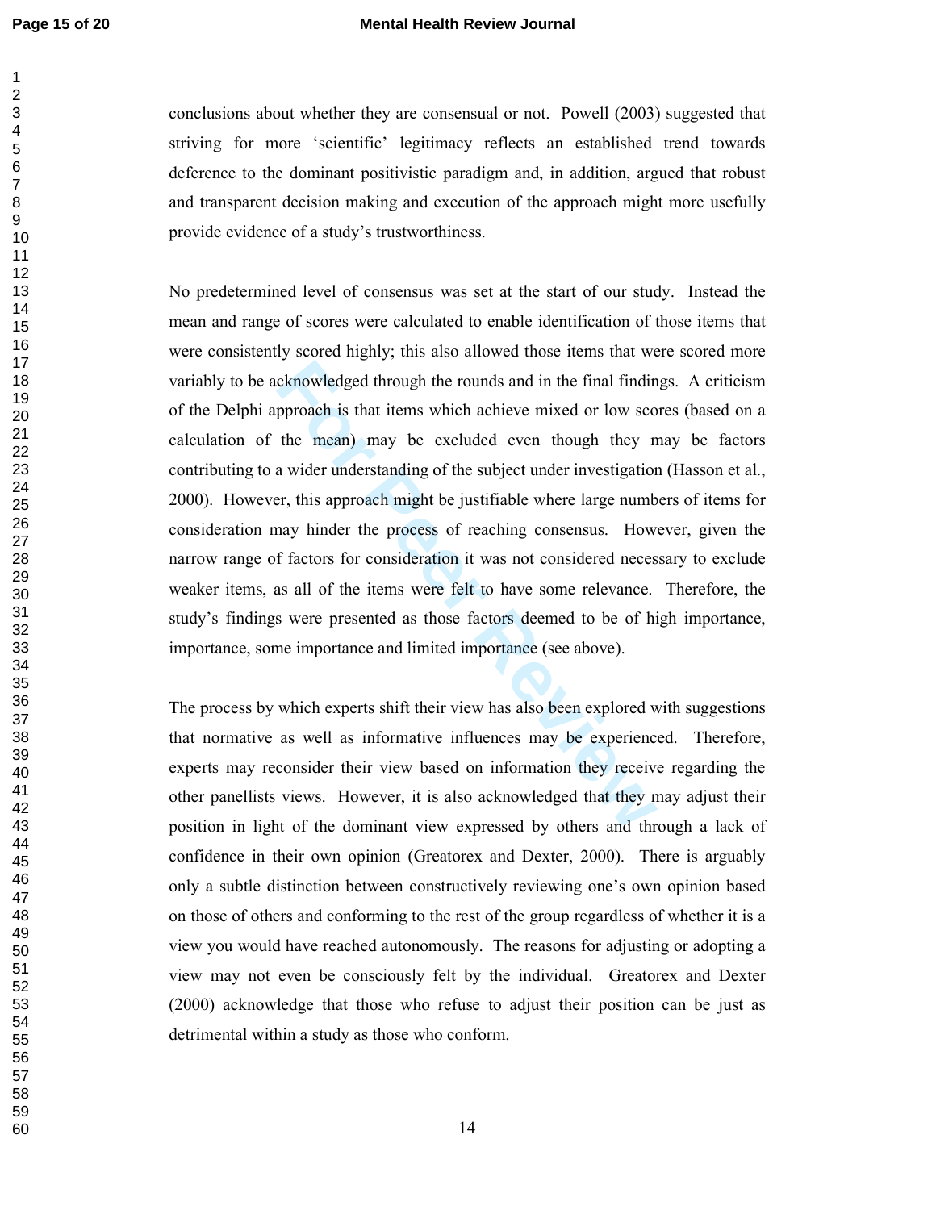conclusions about whether they are consensual or not. Powell (2003) suggested that striving for more 'scientific' legitimacy reflects an established trend towards deference to the dominant positivistic paradigm and, in addition, argued that robust and transparent decision making and execution of the approach might more usefully provide evidence of a study's trustworthiness.

No predetermined level of consensus was set at the start of our study. Instead the mean and range of scores were calculated to enable identification of those items that were consistently scored highly; this also allowed those items that were scored more variably to be acknowledged through the rounds and in the final findings. A criticism of the Delphi approach is that items which achieve mixed or low scores (based on a calculation of the mean) may be excluded even though they may be factors contributing to a wider understanding of the subject under investigation (Hasson et al., 2000). However, this approach might be justifiable where large numbers of items for consideration may hinder the process of reaching consensus. However, given the narrow range of factors for consideration it was not considered necessary to exclude weaker items, as all of the items were felt to have some relevance. Therefore, the study's findings were presented as those factors deemed to be of high importance, importance, some importance and limited importance (see above).

The process by which experts shift their view has also been explored with suggestions that normative as well as informative influences may be experienced. Therefore, experts may reconsider their view based on information they receive regarding the other panellists views. However, it is also acknowledged that they may adjust their position in light of the dominant view expressed by others and through a lack of confidence in their own opinion (Greatorex and Dexter, 2000). There is arguably only a subtle distinction between constructively reviewing one's own opinion based on those of others and conforming to the rest of the group regardless of whether it is a view you would have reached autonomously. The reasons for adjusting or adopting a view may not even be consciously felt by the individual. Greatorex and Dexter (2000) acknowledge that those who refuse to adjust their position can be just as detrimental within a study as those who conform.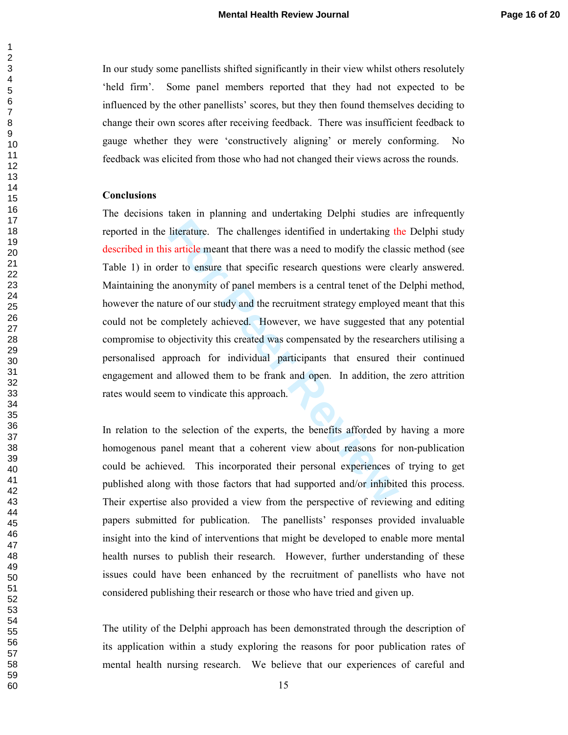In our study some panellists shifted significantly in their view whilst others resolutely 'held firm'. Some panel members reported that they had not expected to be influenced by the other panellists' scores, but they then found themselves deciding to change their own scores after receiving feedback. There was insufficient feedback to gauge whether they were 'constructively aligning' or merely conforming. No feedback was elicited from those who had not changed their views across the rounds.

**Conclusions**

The decisions taken in planning and undertaking Delphi studies are infrequently reported in the literature. The challenges identified in undertaking the Delphi study described in this article meant that there was a need to modify the classic method (see Table 1) in order to ensure that specific research questions were clearly answered. Maintaining the anonymity of panel members is a central tenet of the Delphi method, however the nature of our study and the recruitment strategy employed meant that this could not be completely achieved. However, we have suggested that any potential compromise to objectivity this created was compensated by the researchers utilising a personalised approach for individual participants that ensured their continued engagement and allowed them to be frank and open. In addition, the zero attrition rates would seem to vindicate this approach.

In relation to the selection of the experts, the benefits afforded by having a more homogenous panel meant that a coherent view about reasons for non-publication could be achieved. This incorporated their personal experiences of trying to get published along with those factors that had supported and/or inhibited this process. Their expertise also provided a view from the perspective of reviewing and editing papers submitted for publication. The panellists' responses provided invaluable insight into the kind of interventions that might be developed to enable more mental health nurses to publish their research. However, further understanding of these issues could have been enhanced by the recruitment of panellists who have not considered publishing their research or those who have tried and given up.

The utility of the Delphi approach has been demonstrated through the description of its application within a study exploring the reasons for poor publication rates of mental health nursing research. We believe that our experiences of careful and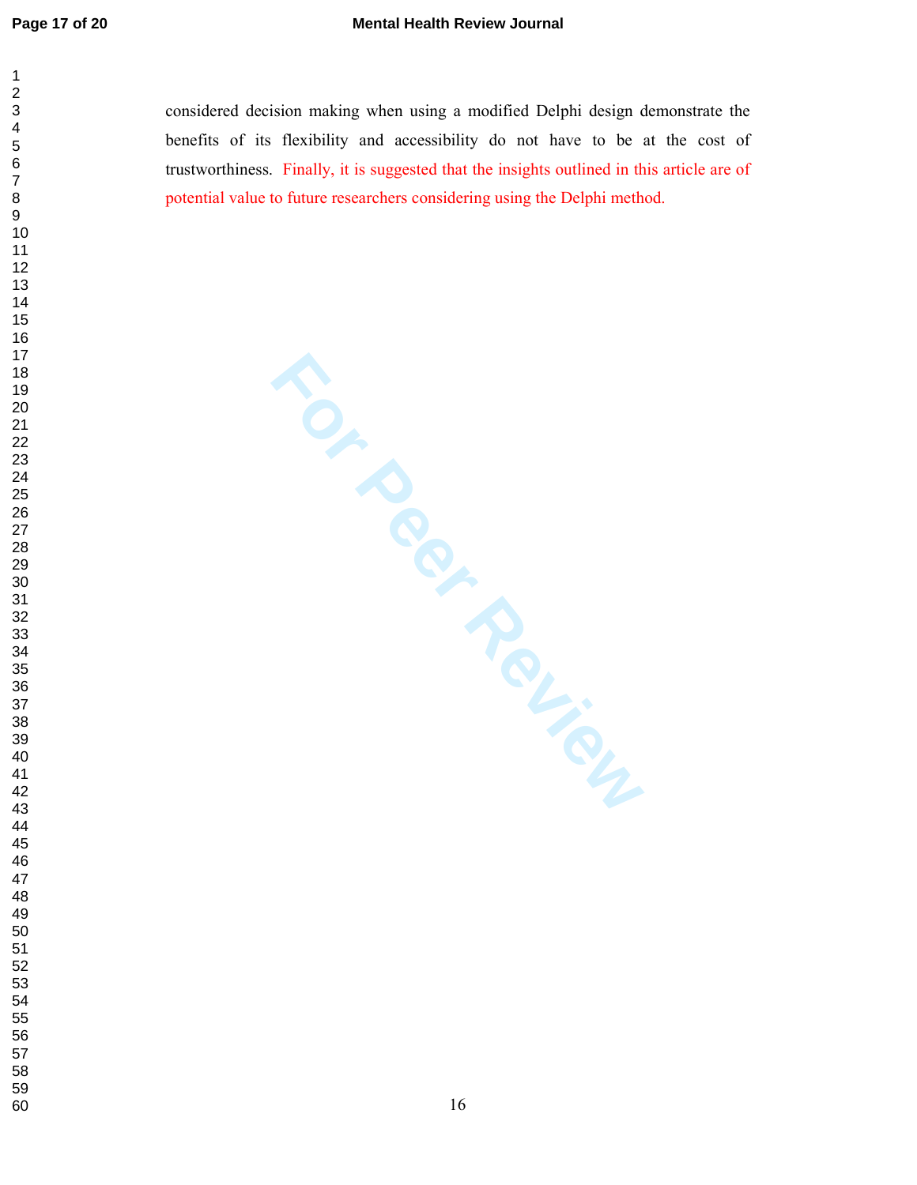considered decision making when using a modified Delphi design demonstrate the benefits of its flexibility and accessibility do not have to be at the cost of trustworthiness. Finally, it is suggested that the insights outlined in this article are of potential value to future researchers considering using the Delphi method.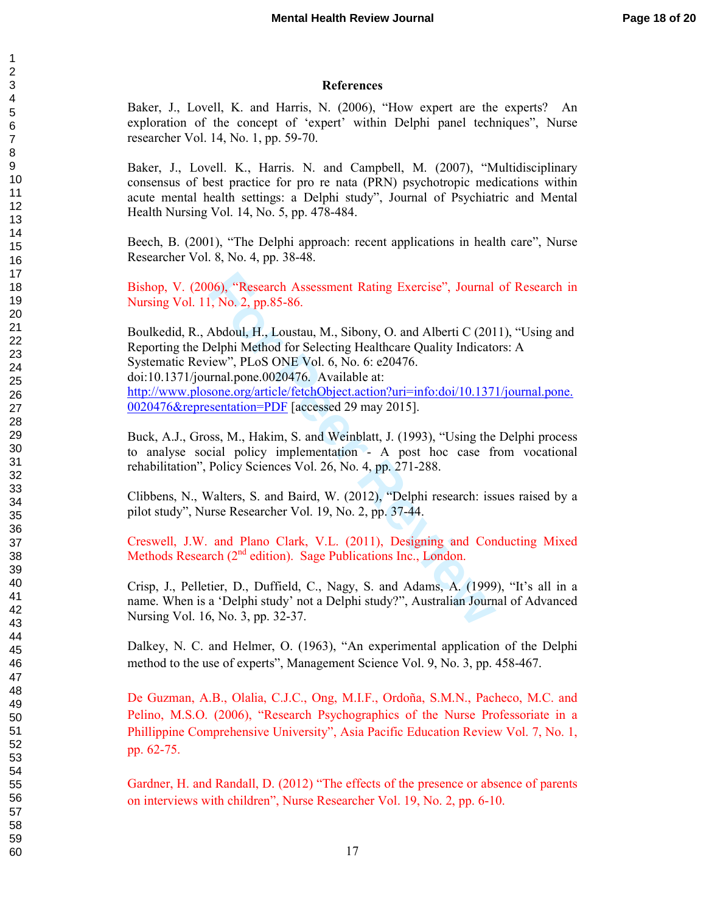## References

Baker, J., Lovell, K. and Harris, N. (2006), "How expert are the experts? An exploration of the concept of 'expert' within Delphi panel techniques", Nurse researcher Vol. 14, No. 1, pp. 59-70.

Baker, J., Lovell. K., Harris. N. and Campbell, M. (2007), "Multidisciplinary consensus of best practice for pro re nata (PRN) psychotropic medications within acute mental health settings: a Delphi study", Journal of Psychiatric and Mental Health Nursing Vol. 14, No. 5, pp. 478-484.

Beech, B. (2001), "The Delphi approach: recent applications in health care", Nurse Researcher Vol. 8, No. 4, pp. 38-48.

Bishop, V. (2006), "Research Assessment Rating Exercise", Journal of Research in Nursing Vol. 11, No. 2, pp.85-86.

Boulkedid, R., Abdoul, H., Loustau, M., Sibony, O. and Alberti C (2011), "Using and Reporting the Delphi Method for Selecting Healthcare Quality Indicators: A Systematic Review", PLoS ONE Vol. 6, No. 6: e20476. doi:10.1371/journal.pone.0020476. Available at: http://www.plosone.org/article/fetchObject.action?uri=info:doi/10.1371/journal.pone.0020476&representation=PDF [accessed 29 may 2015].

Buck, A.J., Gross, M., Hakim, S. and Weinblatt, J. (1993), "Using the Delphi process to analyse social policy implementation - A post hoc case from vocational rehabilitation", Policy Sciences Vol. 26, No. 4, pp. 271-288.

Clibbens, N., Walters, S. and Baird, W. (2012), "Delphi research: issues raised by a pilot study", Nurse Researcher Vol. 19, No. 2, pp. 37-44.

Creswell, J.W. and Plano Clark, V.L. (2011), Designing and Conducting Mixed Methods Research (2nd edition). Sage Publications Inc., London.

Crisp, J., Pelletier, D., Duffield, C., Nagy, S. and Adams, A. (1999), "It's all in a name. When is a 'Delphi study' not a Delphi study?", Australian Journal of Advanced Nursing Vol. 16, No. 3, pp. 32-37.

Dalkey, N. C. and Helmer, O. (1963), "An experimental application of the Delphi method to the use of experts", Management Science Vol. 9, No. 3, pp. 458-467.

De Guzman, A.B., Olalia, C.J.C., Ong, M.I.F., Ordoña, S.M.N., Pacheco, M.C. and Pelino, M.S.O. (2006), "Research Psychographics of the Nurse Professoriate in a Phillippine Comprehensive University", Asia Pacific Education Review Vol. 7, No. 1, pp. 62-75.

Gardner, H. and Randall, D. (2012) "The effects of the presence or absence of parents on interviews with children", Nurse Researcher Vol. 19, No. 2, pp. 6-10.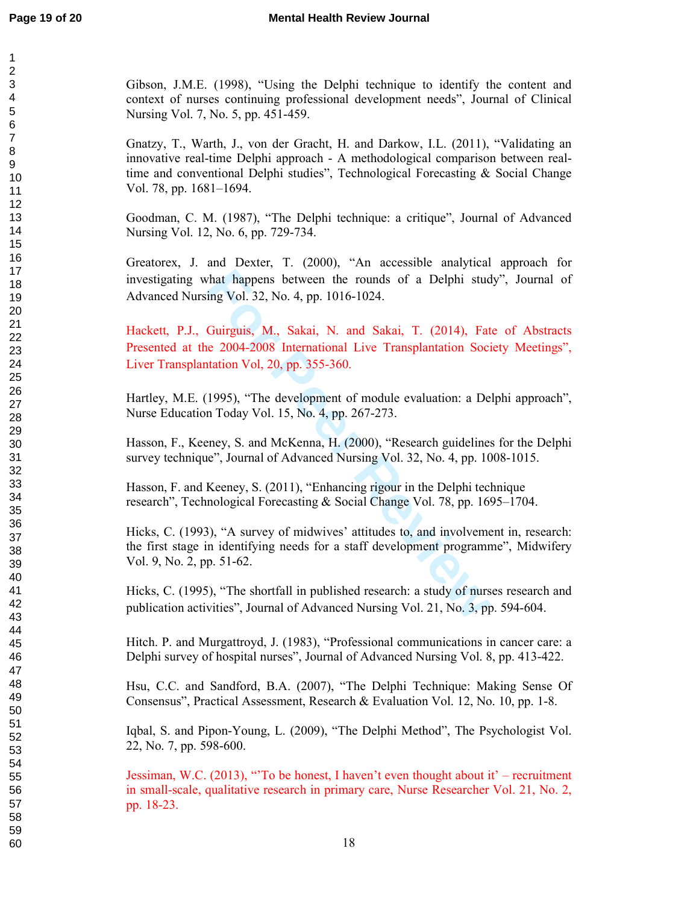Gibson, J.M.E. (1998), "Using the Delphi technique to identify the content and context of nurses continuing professional development needs", Journal of Clinical Nursing Vol. 7, No. 5, pp. 451-459.

Gnatzy, T., Warth, J., von der Gracht, H. and Darkow, I.L. (2011), "Validating an innovative real-time Delphi approach - A methodological comparison between real-time and conventional Delphi studies", Technological Forecasting & Social Change Vol. 78, pp. 1681–1694.

Goodman, C. M. (1987), "The Delphi technique: a critique", Journal of Advanced Nursing Vol. 12, No. 6, pp. 729-734.

Greatorex, J. and Dexter, T. (2000), "An accessible analytical approach for investigating what happens between the rounds of a Delphi study", Journal of Advanced Nursing Vol. 32, No. 4, pp. 1016-1024.

Hackett, P.J., Guirguis, M., Sakai, N. and Sakai, T. (2014), Fate of Abstracts Presented at the 2004-2008 International Live Transplantation Society Meetings", Liver Transplantation Vol, 20, pp. 355-360.

Hartley, M.E. (1995), "The development of module evaluation: a Delphi approach", Nurse Education Today Vol. 15, No. 4, pp. 267-273.

Hasson, F., Keeney, S. and McKenna, H. (2000), "Research guidelines for the Delphi survey technique", Journal of Advanced Nursing Vol. 32, No. 4, pp. 1008-1015.

Hasson, F. and Keeney, S. (2011), "Enhancing rigour in the Delphi technique research", Technological Forecasting & Social Change Vol. 78, pp. 1695–1704.

Hicks, C. (1993), "A survey of midwives' attitudes to, and involvement in, research: the first stage in identifying needs for a staff development programme", Midwifery Vol. 9, No. 2, pp. 51-62.

Hicks, C. (1995), "The shortfall in published research: a study of nurses research and publication activities", Journal of Advanced Nursing Vol. 21, No. 3, pp. 594-604.

Hitch. P. and Murgattroyd, J. (1983), "Professional communications in cancer care: a Delphi survey of hospital nurses", Journal of Advanced Nursing Vol. 8, pp. 413-422.

Hsu, C.C. and Sandford, B.A. (2007), "The Delphi Technique: Making Sense Of Consensus", Practical Assessment, Research & Evaluation Vol. 12, No. 10, pp. 1-8.

Iqbal, S. and Pipon-Young, L. (2009), "The Delphi Method", The Psychologist Vol. 22, No. 7, pp. 598-600.

Jessiman, W.C. (2013), "'To be honest, I haven't even thought about it' – recruitment in small-scale, qualitative research in primary care, Nurse Researcher Vol. 21, No. 2, pp. 18-23.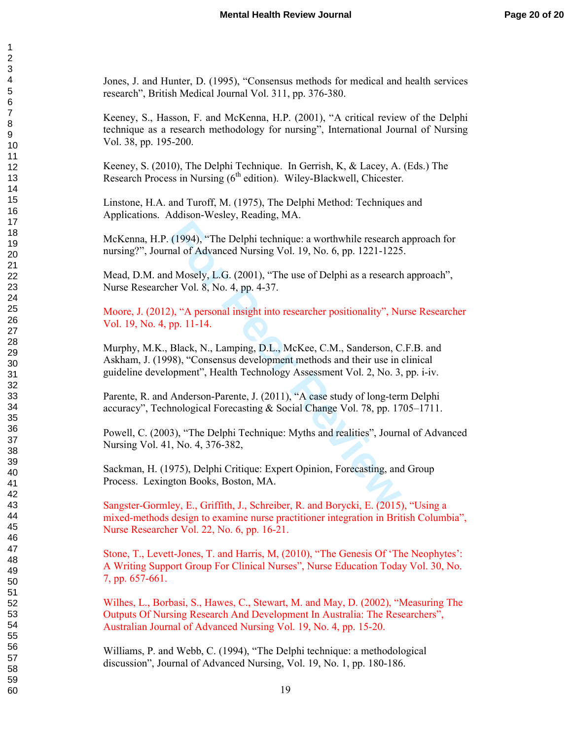Jones, J. and Hunter, D. (1995), "Consensus methods for medical and health services research", British Medical Journal Vol. 311, pp. 376-380.

Keeney, S., Hasson, F. and McKenna, H.P. (2001), "A critical review of the Delphi technique as a research methodology for nursing", International Journal of Nursing Vol. 38, pp. 195-200.

Keeney, S. (2010), The Delphi Technique. In Gerrish, K, & Lacey, A. (Eds.) The Research Process in Nursing (6th edition). Wiley-Blackwell, Chicester.

Linstone, H.A. and Turoff, M. (1975), The Delphi Method: Techniques and Applications. Addison-Wesley, Reading, MA.

McKenna, H.P. (1994), "The Delphi technique: a worthwhile research approach for nursing?", Journal of Advanced Nursing Vol. 19, No. 6, pp. 1221-1225.

Mead, D.M. and Mosely, L.G. (2001), "The use of Delphi as a research approach", Nurse Researcher Vol. 8, No. 4, pp. 4-37.

Moore, J. (2012), "A personal insight into researcher positionality", Nurse Researcher Vol. 19, No. 4, pp. 11-14.

Murphy, M.K., Black, N., Lamping, D.L., McKee, C.M., Sanderson, C.F.B. and Askham, J. (1998), "Consensus development methods and their use in clinical guideline development", Health Technology Assessment Vol. 2, No. 3, pp. i-iv.

Parente, R. and Anderson-Parente, J. (2011), "A case study of long-term Delphi accuracy", Technological Forecasting & Social Change Vol. 78, pp. 1705–1711.

Powell, C. (2003), "The Delphi Technique: Myths and realities", Journal of Advanced Nursing Vol. 41, No. 4, 376-382,

Sackman, H. (1975), Delphi Critique: Expert Opinion, Forecasting, and Group Process. Lexington Books, Boston, MA.

Sangster-Gormley, E., Griffith, J., Schreiber, R. and Borycki, E. (2015), "Using a mixed-methods design to examine nurse practitioner integration in British Columbia", Nurse Researcher Vol. 22, No. 6, pp. 16-21.

Stone, T., Levett-Jones, T. and Harris, M, (2010), "The Genesis Of 'The Neophytes': A Writing Support Group For Clinical Nurses", Nurse Education Today Vol. 30, No. 7, pp. 657-661.

Wilhes, L., Borbasi, S., Hawes, C., Stewart, M. and May, D. (2002), "Measuring The Outputs Of Nursing Research And Development In Australia: The Researchers", Australian Journal of Advanced Nursing Vol. 19, No. 4, pp. 15-20.

Williams, P. and Webb, C. (1994), "The Delphi technique: a methodological discussion", Journal of Advanced Nursing, Vol. 19, No. 1, pp. 180-186.